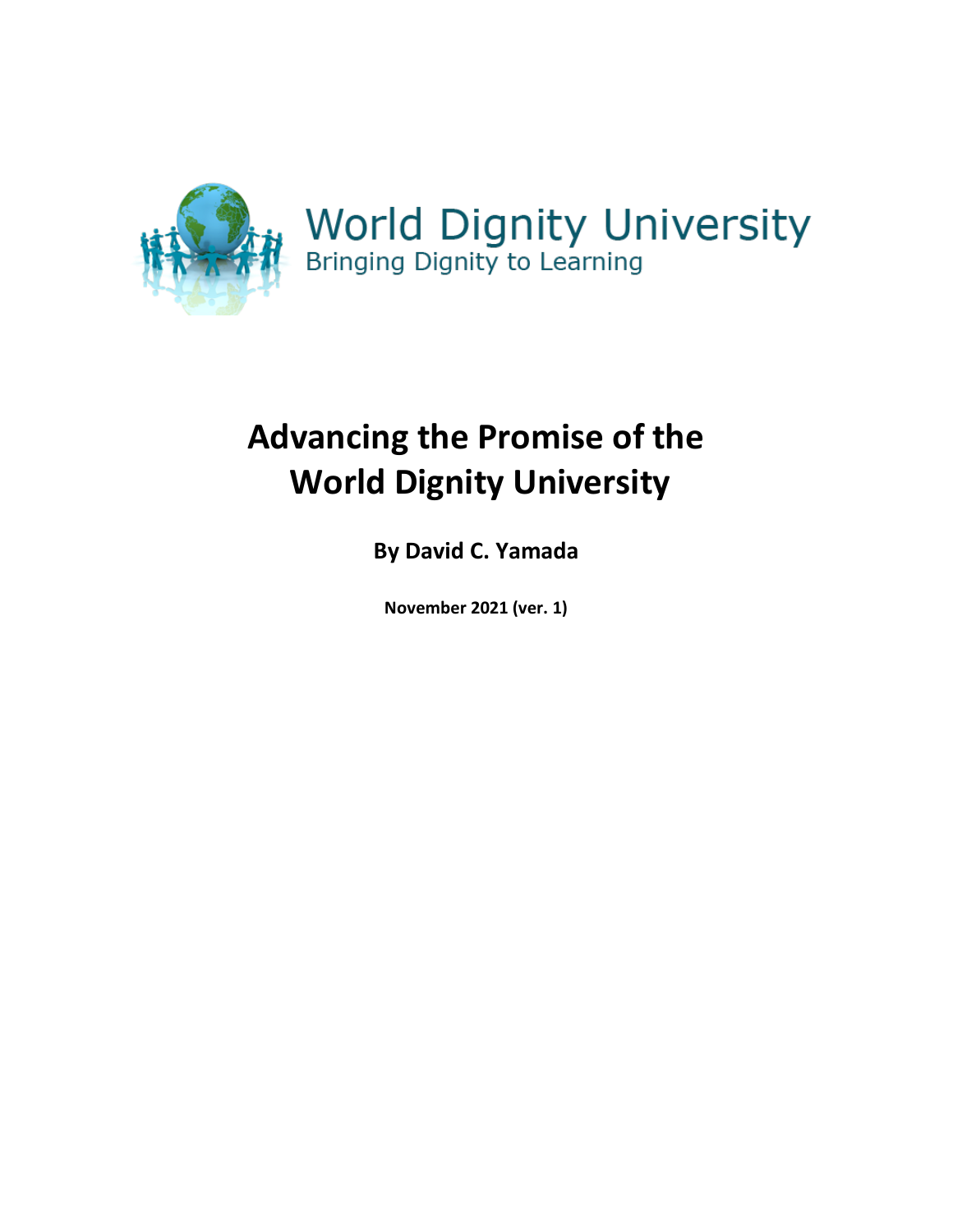World Dignity University

Bringing Dignity to Learning

# Advancing the Promise of the World Dignity University

**By David C. Yamada**

**November 2021 (ver. 1)**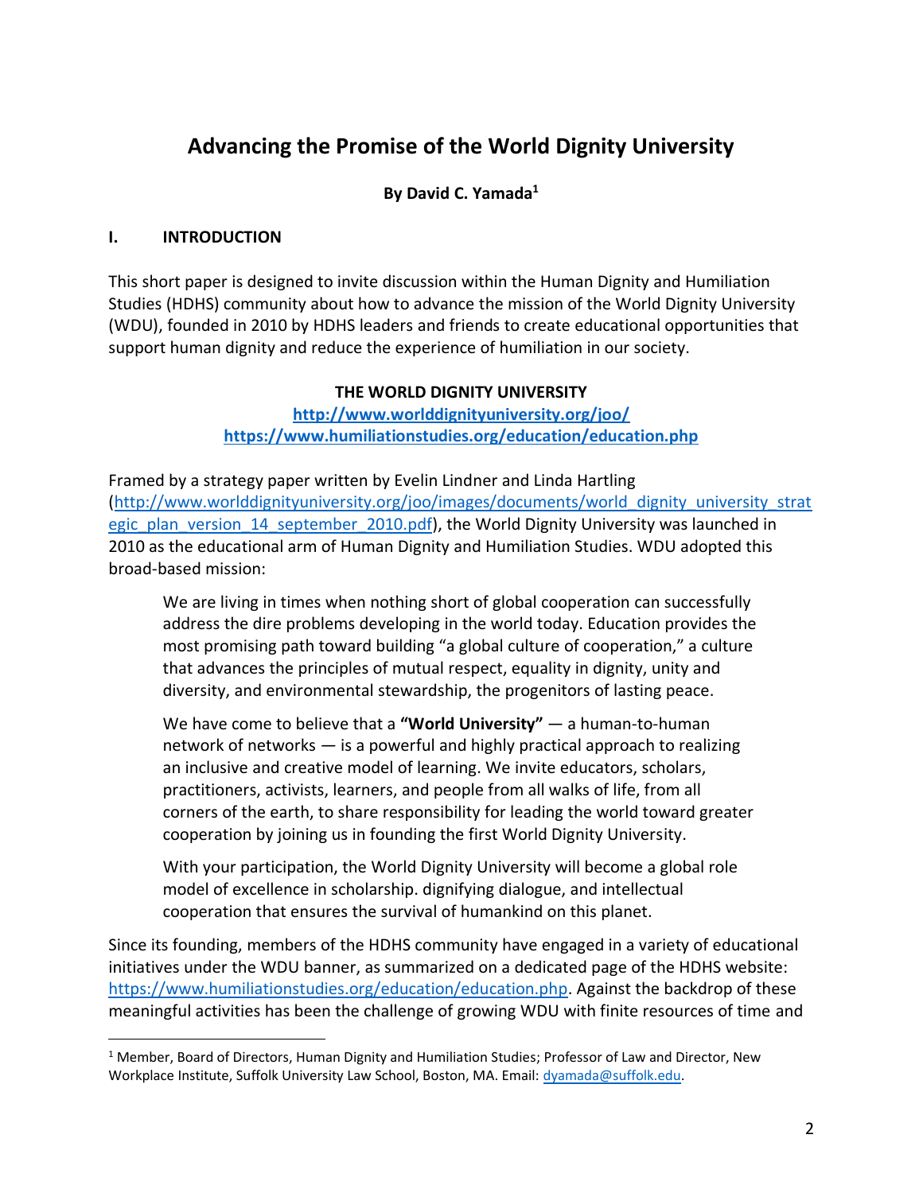# Advancing the Promise of the World Dignity University

**By David C. Yamada[1]**

## I. INTRODUCTION

This short paper is designed to invite discussion within the Human Dignity and Humiliation Studies (HDHS) community about how to advance the mission of the World Dignity University (WDU), founded in 2010 by HDHS leaders and friends to create educational opportunities that support human dignity and reduce the experience of humiliation in our society.

**THE WORLD DIGNITY UNIVERSITY**

**http://www.worlddignityuniversity.org/joo/**

**https://www.humiliationstudies.org/education/education.php**

Framed by a strategy paper written by Evelin Lindner and Linda Hartling (http://www.worlddignityuniversity.org/joo/images/documents/world_dignity_university_strategic_plan_version_14_september_2010.pdf), the World Dignity University was launched in 2010 as the educational arm of Human Dignity and Humiliation Studies. WDU adopted this broad-based mission:

> We are living in times when nothing short of global cooperation can successfully address the dire problems developing in the world today. Education provides the most promising path toward building "a global culture of cooperation," a culture that advances the principles of mutual respect, equality in dignity, unity and diversity, and environmental stewardship, the progenitors of lasting peace.
>
> We have come to believe that a **"World University"** — a human-to-human network of networks — is a powerful and highly practical approach to realizing an inclusive and creative model of learning. We invite educators, scholars, practitioners, activists, learners, and people from all walks of life, from all corners of the earth, to share responsibility for leading the world toward greater cooperation by joining us in founding the first World Dignity University.
>
> With your participation, the World Dignity University will become a global role model of excellence in scholarship. dignifying dialogue, and intellectual cooperation that ensures the survival of humankind on this planet.

Since its founding, members of the HDHS community have engaged in a variety of educational initiatives under the WDU banner, as summarized on a dedicated page of the HDHS website: https://www.humiliationstudies.org/education/education.php. Against the backdrop of these meaningful activities has been the challenge of growing WDU with finite resources of time and

---

[1] Member, Board of Directors, Human Dignity and Humiliation Studies; Professor of Law and Director, New Workplace Institute, Suffolk University Law School, Boston, MA. Email: dyamada@suffolk.edu.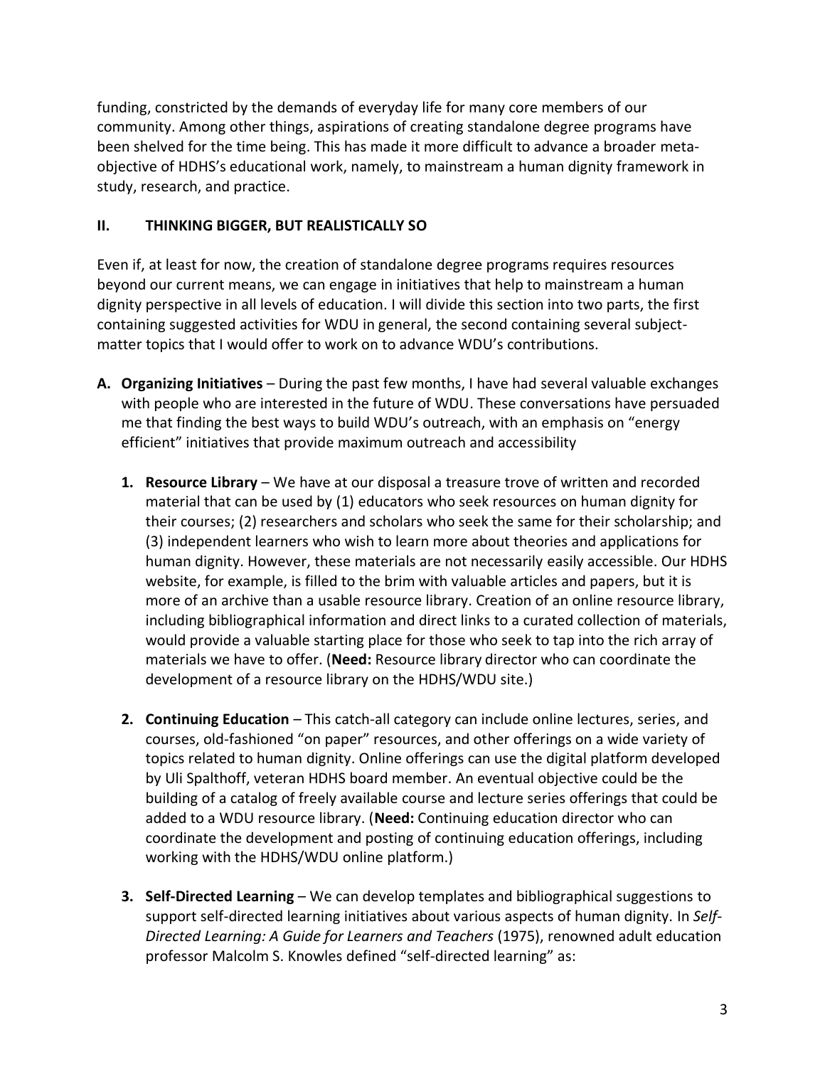funding, constricted by the demands of everyday life for many core members of our community. Among other things, aspirations of creating standalone degree programs have been shelved for the time being. This has made it more difficult to advance a broader meta-objective of HDHS's educational work, namely, to mainstream a human dignity framework in study, research, and practice.

## II. THINKING BIGGER, BUT REALISTICALLY SO

Even if, at least for now, the creation of standalone degree programs requires resources beyond our current means, we can engage in initiatives that help to mainstream a human dignity perspective in all levels of education. I will divide this section into two parts, the first containing suggested activities for WDU in general, the second containing several subject-matter topics that I would offer to work on to advance WDU's contributions.

**A. Organizing Initiatives** – During the past few months, I have had several valuable exchanges with people who are interested in the future of WDU. These conversations have persuaded me that finding the best ways to build WDU's outreach, with an emphasis on "energy efficient" initiatives that provide maximum outreach and accessibility

1. **Resource Library** – We have at our disposal a treasure trove of written and recorded material that can be used by (1) educators who seek resources on human dignity for their courses; (2) researchers and scholars who seek the same for their scholarship; and (3) independent learners who wish to learn more about theories and applications for human dignity. However, these materials are not necessarily easily accessible. Our HDHS website, for example, is filled to the brim with valuable articles and papers, but it is more of an archive than a usable resource library. Creation of an online resource library, including bibliographical information and direct links to a curated collection of materials, would provide a valuable starting place for those who seek to tap into the rich array of materials we have to offer. (**Need:** Resource library director who can coordinate the development of a resource library on the HDHS/WDU site.)

2. **Continuing Education** – This catch-all category can include online lectures, series, and courses, old-fashioned "on paper" resources, and other offerings on a wide variety of topics related to human dignity. Online offerings can use the digital platform developed by Uli Spalthoff, veteran HDHS board member. An eventual objective could be the building of a catalog of freely available course and lecture series offerings that could be added to a WDU resource library. (**Need:** Continuing education director who can coordinate the development and posting of continuing education offerings, including working with the HDHS/WDU online platform.)

3. **Self-Directed Learning** – We can develop templates and bibliographical suggestions to support self-directed learning initiatives about various aspects of human dignity. In *Self-Directed Learning: A Guide for Learners and Teachers* (1975), renowned adult education professor Malcolm S. Knowles defined "self-directed learning" as: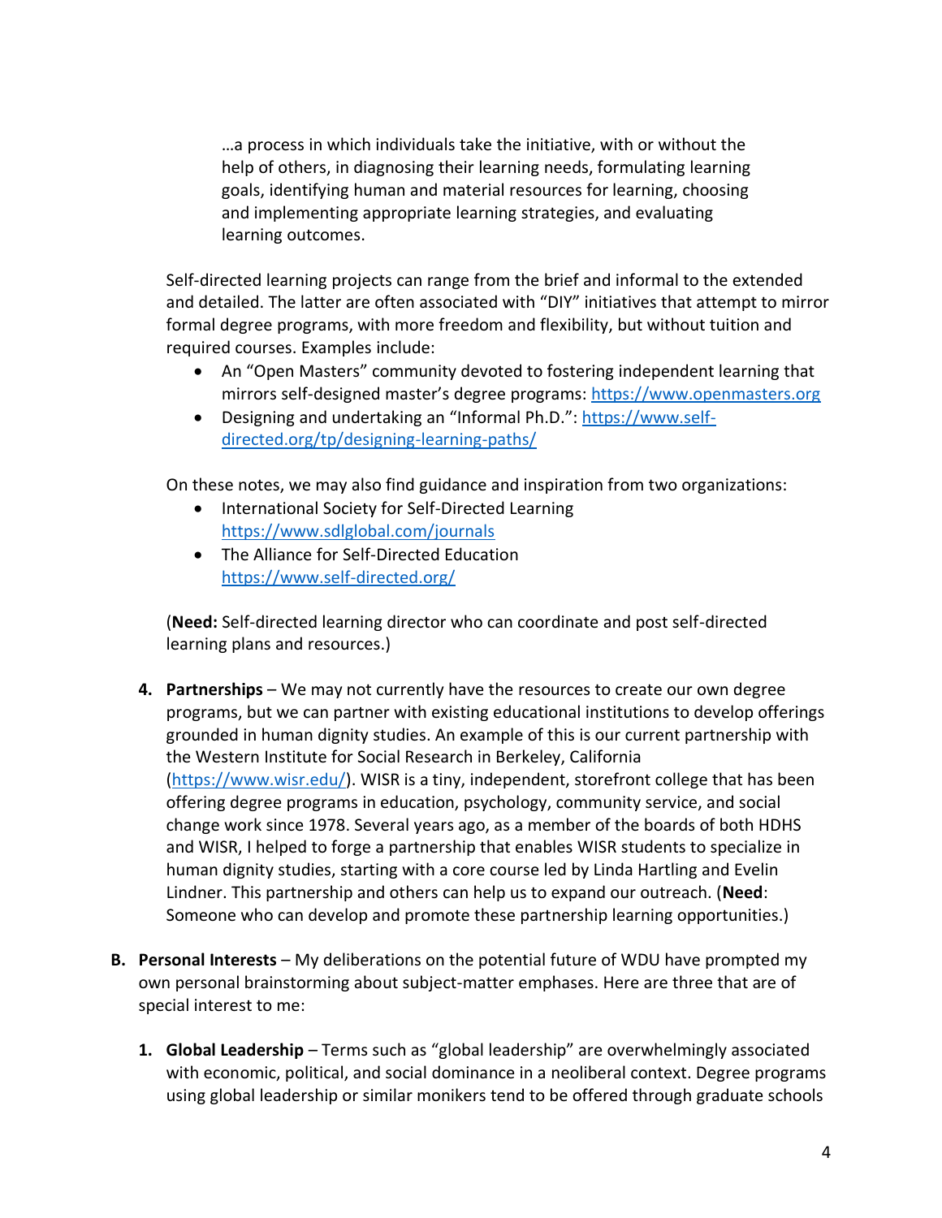> …a process in which individuals take the initiative, with or without the help of others, in diagnosing their learning needs, formulating learning goals, identifying human and material resources for learning, choosing and implementing appropriate learning strategies, and evaluating learning outcomes.

Self-directed learning projects can range from the brief and informal to the extended and detailed. The latter are often associated with "DIY" initiatives that attempt to mirror formal degree programs, with more freedom and flexibility, but without tuition and required courses. Examples include:

- An "Open Masters" community devoted to fostering independent learning that mirrors self-designed master's degree programs: https://www.openmasters.org
- Designing and undertaking an "Informal Ph.D.": https://www.self-directed.org/tp/designing-learning-paths/

On these notes, we may also find guidance and inspiration from two organizations:

- International Society for Self-Directed Learning https://www.sdlglobal.com/journals
- The Alliance for Self-Directed Education https://www.self-directed.org/

(**Need:** Self-directed learning director who can coordinate and post self-directed learning plans and resources.)

4. **Partnerships** – We may not currently have the resources to create our own degree programs, but we can partner with existing educational institutions to develop offerings grounded in human dignity studies. An example of this is our current partnership with the Western Institute for Social Research in Berkeley, California (https://www.wisr.edu/). WISR is a tiny, independent, storefront college that has been offering degree programs in education, psychology, community service, and social change work since 1978. Several years ago, as a member of the boards of both HDHS and WISR, I helped to forge a partnership that enables WISR students to specialize in human dignity studies, starting with a core course led by Linda Hartling and Evelin Lindner. This partnership and others can help us to expand our outreach. (**Need**: Someone who can develop and promote these partnership learning opportunities.)

**B. Personal Interests** – My deliberations on the potential future of WDU have prompted my own personal brainstorming about subject-matter emphases. Here are three that are of special interest to me:

1. **Global Leadership** – Terms such as "global leadership" are overwhelmingly associated with economic, political, and social dominance in a neoliberal context. Degree programs using global leadership or similar monikers tend to be offered through graduate schools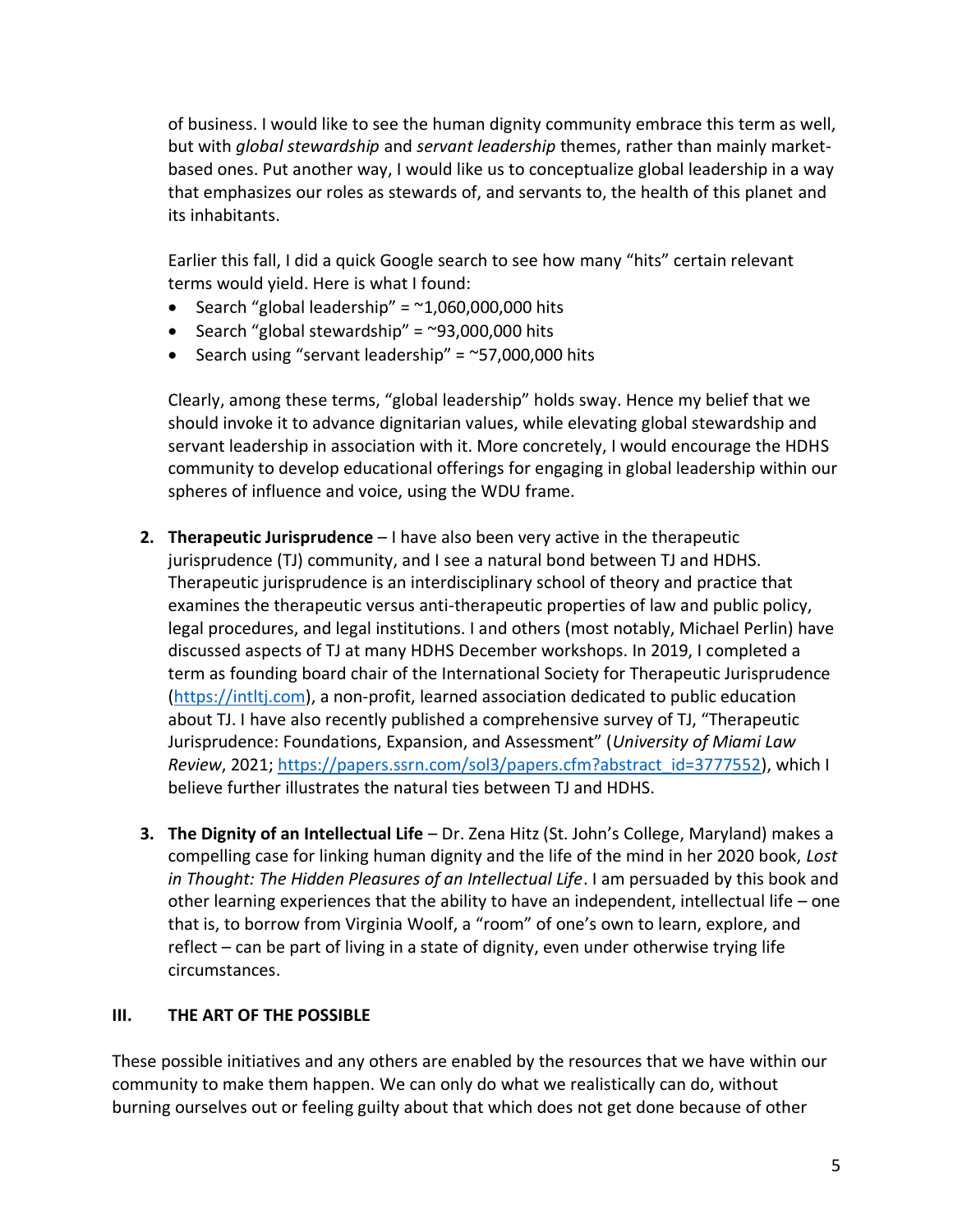of business. I would like to see the human dignity community embrace this term as well, but with *global stewardship* and *servant leadership* themes, rather than mainly market-based ones. Put another way, I would like us to conceptualize global leadership in a way that emphasizes our roles as stewards of, and servants to, the health of this planet and its inhabitants.

Earlier this fall, I did a quick Google search to see how many "hits" certain relevant terms would yield. Here is what I found:

- Search "global leadership" = ~1,060,000,000 hits
- Search "global stewardship" = ~93,000,000 hits
- Search using "servant leadership" = ~57,000,000 hits

Clearly, among these terms, "global leadership" holds sway. Hence my belief that we should invoke it to advance dignitarian values, while elevating global stewardship and servant leadership in association with it. More concretely, I would encourage the HDHS community to develop educational offerings for engaging in global leadership within our spheres of influence and voice, using the WDU frame.

2. **Therapeutic Jurisprudence** – I have also been very active in the therapeutic jurisprudence (TJ) community, and I see a natural bond between TJ and HDHS. Therapeutic jurisprudence is an interdisciplinary school of theory and practice that examines the therapeutic versus anti-therapeutic properties of law and public policy, legal procedures, and legal institutions. I and others (most notably, Michael Perlin) have discussed aspects of TJ at many HDHS December workshops. In 2019, I completed a term as founding board chair of the International Society for Therapeutic Jurisprudence (https://intltj.com), a non-profit, learned association dedicated to public education about TJ. I have also recently published a comprehensive survey of TJ, "Therapeutic Jurisprudence: Foundations, Expansion, and Assessment" (*University of Miami Law Review*, 2021; https://papers.ssrn.com/sol3/papers.cfm?abstract_id=3777552), which I believe further illustrates the natural ties between TJ and HDHS.

3. **The Dignity of an Intellectual Life** – Dr. Zena Hitz (St. John's College, Maryland) makes a compelling case for linking human dignity and the life of the mind in her 2020 book, *Lost in Thought: The Hidden Pleasures of an Intellectual Life*. I am persuaded by this book and other learning experiences that the ability to have an independent, intellectual life – one that is, to borrow from Virginia Woolf, a "room" of one's own to learn, explore, and reflect – can be part of living in a state of dignity, even under otherwise trying life circumstances.

## III. THE ART OF THE POSSIBLE

These possible initiatives and any others are enabled by the resources that we have within our community to make them happen. We can only do what we realistically can do, without burning ourselves out or feeling guilty about that which does not get done because of other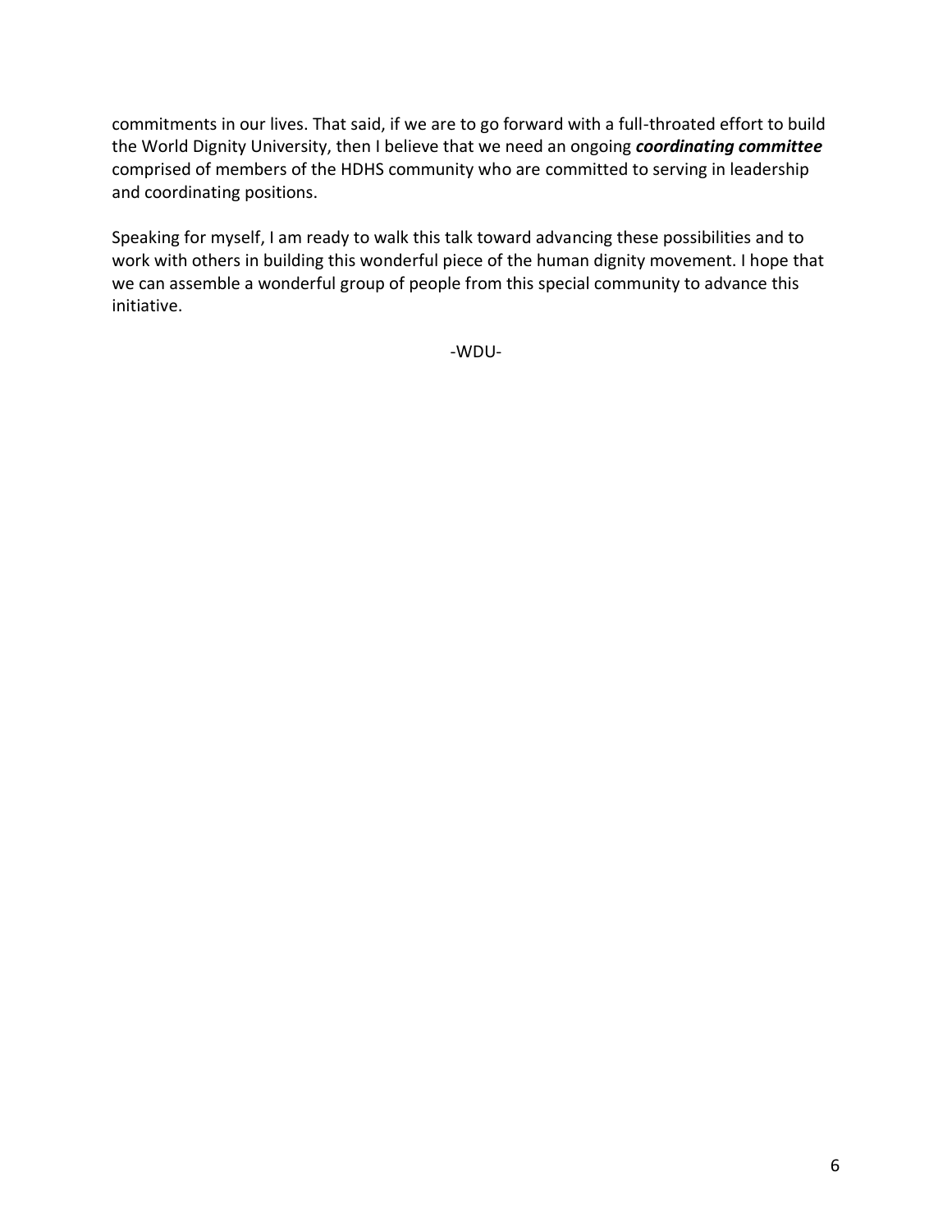commitments in our lives. That said, if we are to go forward with a full-throated effort to build the World Dignity University, then I believe that we need an ongoing ***coordinating committee*** comprised of members of the HDHS community who are committed to serving in leadership and coordinating positions.

Speaking for myself, I am ready to walk this talk toward advancing these possibilities and to work with others in building this wonderful piece of the human dignity movement. I hope that we can assemble a wonderful group of people from this special community to advance this initiative.

-WDU-